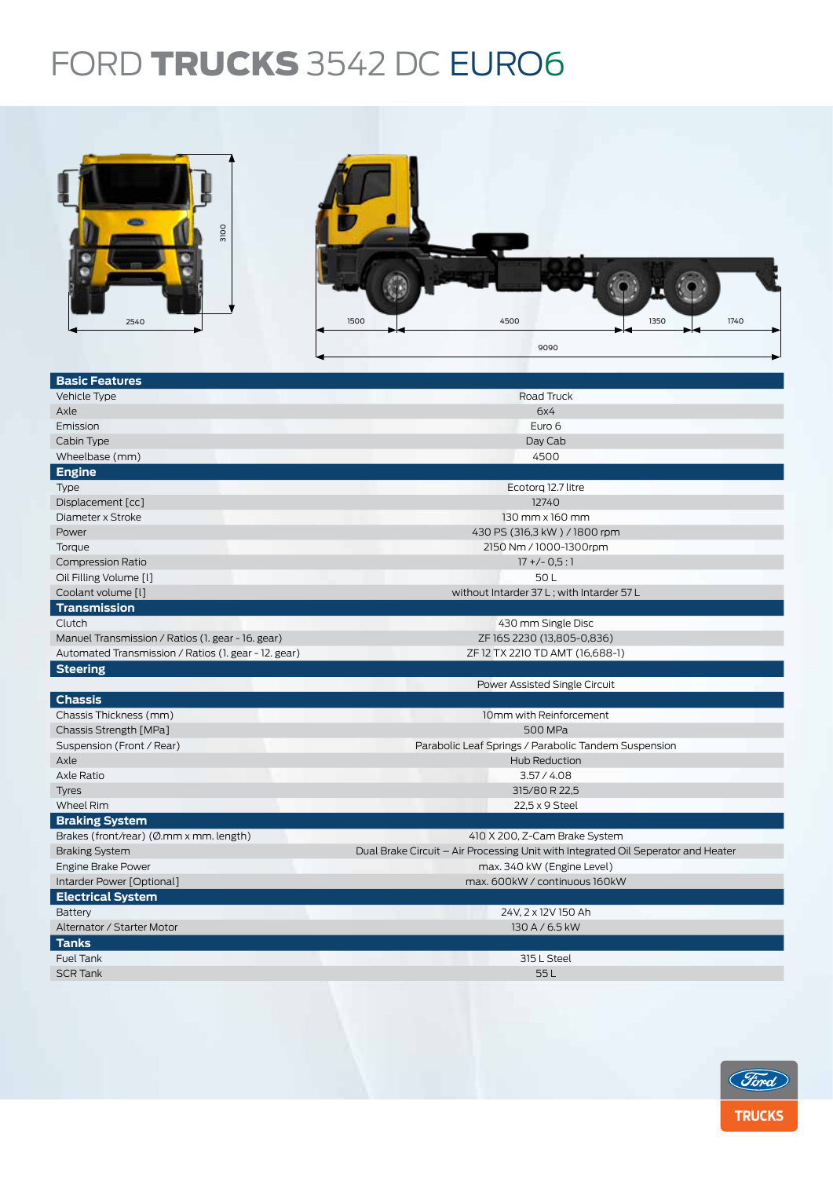# FORD TRUCKS 3542 DC EURO6

| **Basic Features** | |
|---|---|
| Vehicle Type | Road Truck |
| Axle | 6x4 |
| Emission | Euro 6 |
| Cabin Type | Day Cab |
| Wheelbase (mm) | 4500 |
| **Engine** | |
| Type | Ecotorq 12.7 litre |
| Displacement [cc] | 12740 |
| Diameter x Stroke | 130 mm x 160 mm |
| Power | 430 PS (316,3 kW ) / 1800 rpm |
| Torque | 2150 Nm / 1000-1300rpm |
| Compression Ratio | 17 +/- 0,5 : 1 |
| Oil Filling Volume [l] | 50 L |
| Coolant volume [l] | without Intarder 37 L ; with Intarder 57 L |
| **Transmission** | |
| Clutch | 430 mm Single Disc |
| Manuel Transmission / Ratios (1. gear - 16. gear) | ZF 16S 2230 (13,805-0,836) |
| Automated Transmission / Ratios (1. gear - 12. gear) | ZF 12 TX 2210 TD AMT (16,688-1) |
| **Steering** | |
| | Power Assisted Single Circuit |
| **Chassis** | |
| Chassis Thickness (mm) | 10mm with Reinforcement |
| Chassis Strength [MPa] | 500 MPa |
| Suspension (Front / Rear) | Parabolic Leaf Springs / Parabolic Tandem Suspension |
| Axle | Hub Reduction |
| Axle Ratio | 3.57 / 4.08 |
| Tyres | 315/80 R 22,5 |
| Wheel Rim | 22,5 x 9 Steel |
| **Braking System** | |
| Brakes (front/rear) (Ø.mm x mm. length) | 410 X 200, Z-Cam Brake System |
| Braking System | Dual Brake Circuit – Air Processing Unit with Integrated Oil Seperator and Heater |
| Engine Brake Power | max. 340 kW (Engine Level) |
| Intarder Power [Optional] | max. 600kW / continuous 160kW |
| **Electrical System** | |
| Battery | 24V, 2 x 12V 150 Ah |
| Alternator / Starter Motor | 130 A / 6.5 kW |
| **Tanks** | |
| Fuel Tank | 315 L Steel |
| SCR Tank | 55 L |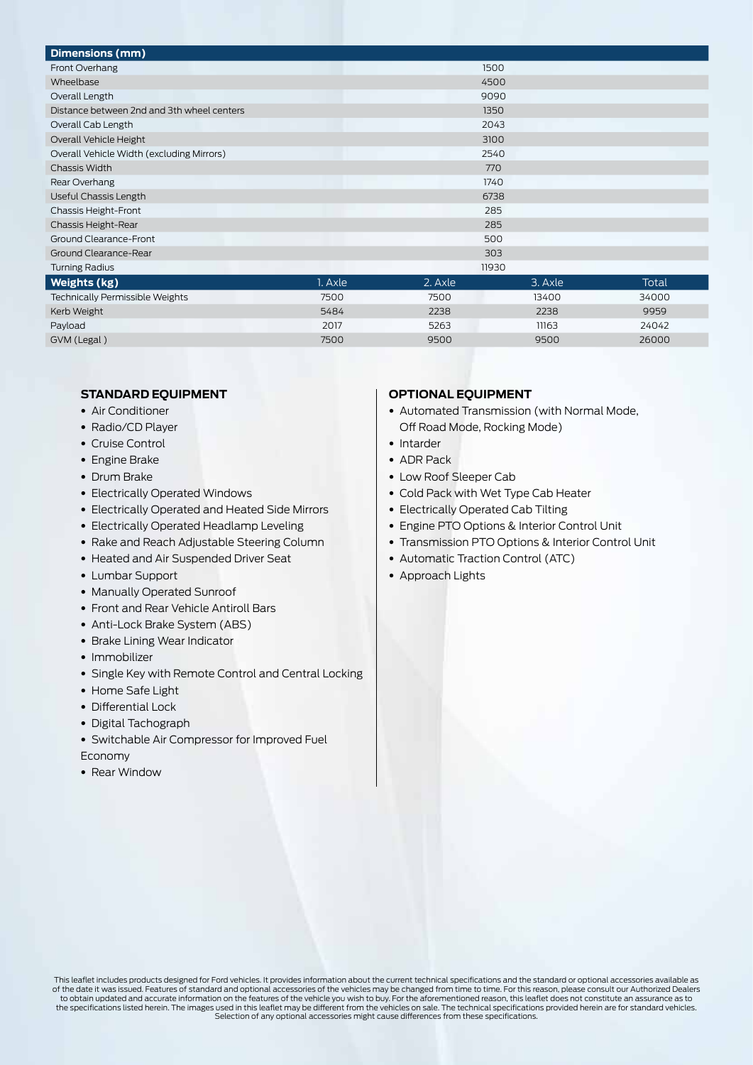| Dimensions (mm) | | | | |
|---|---|---|---|---|
| Front Overhang | | 1500 | | |
| Wheelbase | | 4500 | | |
| Overall Length | | 9090 | | |
| Distance between 2nd and 3th wheel centers | | 1350 | | |
| Overall Cab Length | | 2043 | | |
| Overall Vehicle Height | | 3100 | | |
| Overall Vehicle Width (excluding Mirrors) | | 2540 | | |
| Chassis Width | | 770 | | |
| Rear Overhang | | 1740 | | |
| Useful Chassis Length | | 6738 | | |
| Chassis Height-Front | | 285 | | |
| Chassis Height-Rear | | 285 | | |
| Ground Clearance-Front | | 500 | | |
| Ground Clearance-Rear | | 303 | | |
| Turning Radius | | 11930 | | |
| **Weights (kg)** | 1. Axle | 2. Axle | 3. Axle | Total |
| Technically Permissible Weights | 7500 | 7500 | 13400 | 34000 |
| Kerb Weight | 5484 | 2238 | 2238 | 9959 |
| Payload | 2017 | 5263 | 11163 | 24042 |
| GVM (Legal ) | 7500 | 9500 | 9500 | 26000 |

## STANDARD EQUIPMENT

- Air Conditioner
- Radio/CD Player
- Cruise Control
- Engine Brake
- Drum Brake
- Electrically Operated Windows
- Electrically Operated and Heated Side Mirrors
- Electrically Operated Headlamp Leveling
- Rake and Reach Adjustable Steering Column
- Heated and Air Suspended Driver Seat
- Lumbar Support
- Manually Operated Sunroof
- Front and Rear Vehicle Antiroll Bars
- Anti-Lock Brake System (ABS)
- Brake Lining Wear Indicator
- Immobilizer
- Single Key with Remote Control and Central Locking
- Home Safe Light
- Differential Lock
- Digital Tachograph
- Switchable Air Compressor for Improved Fuel Economy
- Rear Window

## OPTIONAL EQUIPMENT

- Automated Transmission (with Normal Mode, Off Road Mode, Rocking Mode)
- Intarder
- ADR Pack
- Low Roof Sleeper Cab
- Cold Pack with Wet Type Cab Heater
- Electrically Operated Cab Tilting
- Engine PTO Options & Interior Control Unit
- Transmission PTO Options & Interior Control Unit
- Automatic Traction Control (ATC)
- Approach Lights

This leaflet includes products designed for Ford vehicles. It provides information about the current technical specifications and the standard or optional accessories available as of the date it was issued. Features of standard and optional accessories of the vehicles may be changed from time to time. For this reason, please consult our Authorized Dealers to obtain updated and accurate information on the features of the vehicle you wish to buy. For the aforementioned reason, this leaflet does not constitute an assurance as to the specifications listed herein. The images used in this leaflet may be different from the vehicles on sale. The technical specifications provided herein are for standard vehicles. Selection of any optional accessories might cause differences from these specifications.